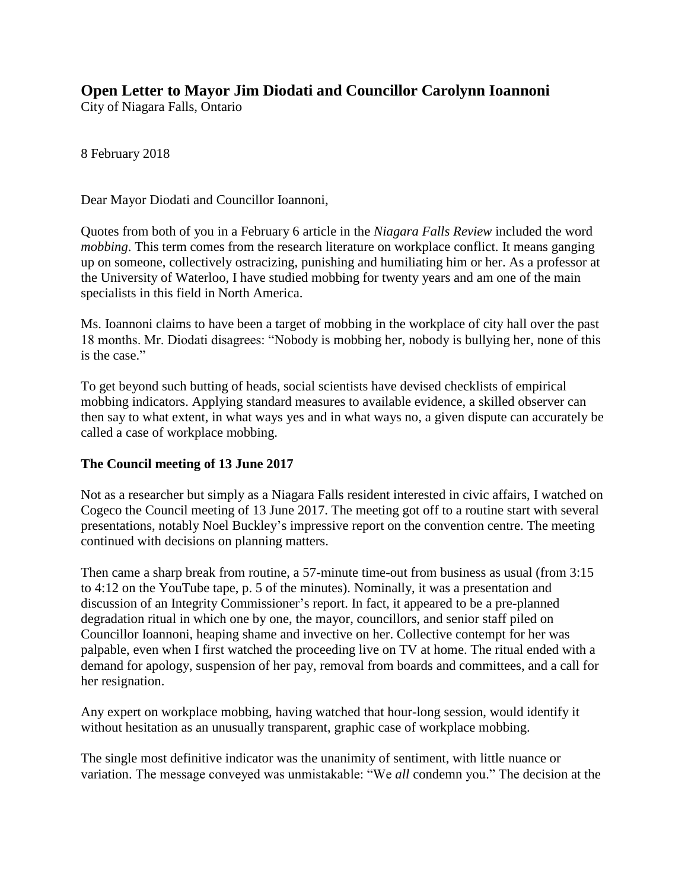# Open Letter to Mayor Jim Diodati and Councillor Carolynn Ioannoni

City of Niagara Falls, Ontario

8 February 2018

Dear Mayor Diodati and Councillor Ioannoni,

Quotes from both of you in a February 6 article in the *Niagara Falls Review* included the word *mobbing*. This term comes from the research literature on workplace conflict. It means ganging up on someone, collectively ostracizing, punishing and humiliating him or her. As a professor at the University of Waterloo, I have studied mobbing for twenty years and am one of the main specialists in this field in North America.

Ms. Ioannoni claims to have been a target of mobbing in the workplace of city hall over the past 18 months. Mr. Diodati disagrees: "Nobody is mobbing her, nobody is bullying her, none of this is the case."

To get beyond such butting of heads, social scientists have devised checklists of empirical mobbing indicators. Applying standard measures to available evidence, a skilled observer can then say to what extent, in what ways yes and in what ways no, a given dispute can accurately be called a case of workplace mobbing.

## The Council meeting of 13 June 2017

Not as a researcher but simply as a Niagara Falls resident interested in civic affairs, I watched on Cogeco the Council meeting of 13 June 2017. The meeting got off to a routine start with several presentations, notably Noel Buckley's impressive report on the convention centre. The meeting continued with decisions on planning matters.

Then came a sharp break from routine, a 57-minute time-out from business as usual (from 3:15 to 4:12 on the YouTube tape, p. 5 of the minutes). Nominally, it was a presentation and discussion of an Integrity Commissioner's report. In fact, it appeared to be a pre-planned degradation ritual in which one by one, the mayor, councillors, and senior staff piled on Councillor Ioannoni, heaping shame and invective on her. Collective contempt for her was palpable, even when I first watched the proceeding live on TV at home. The ritual ended with a demand for apology, suspension of her pay, removal from boards and committees, and a call for her resignation.

Any expert on workplace mobbing, having watched that hour-long session, would identify it without hesitation as an unusually transparent, graphic case of workplace mobbing.

The single most definitive indicator was the unanimity of sentiment, with little nuance or variation. The message conveyed was unmistakable: "We *all* condemn you." The decision at the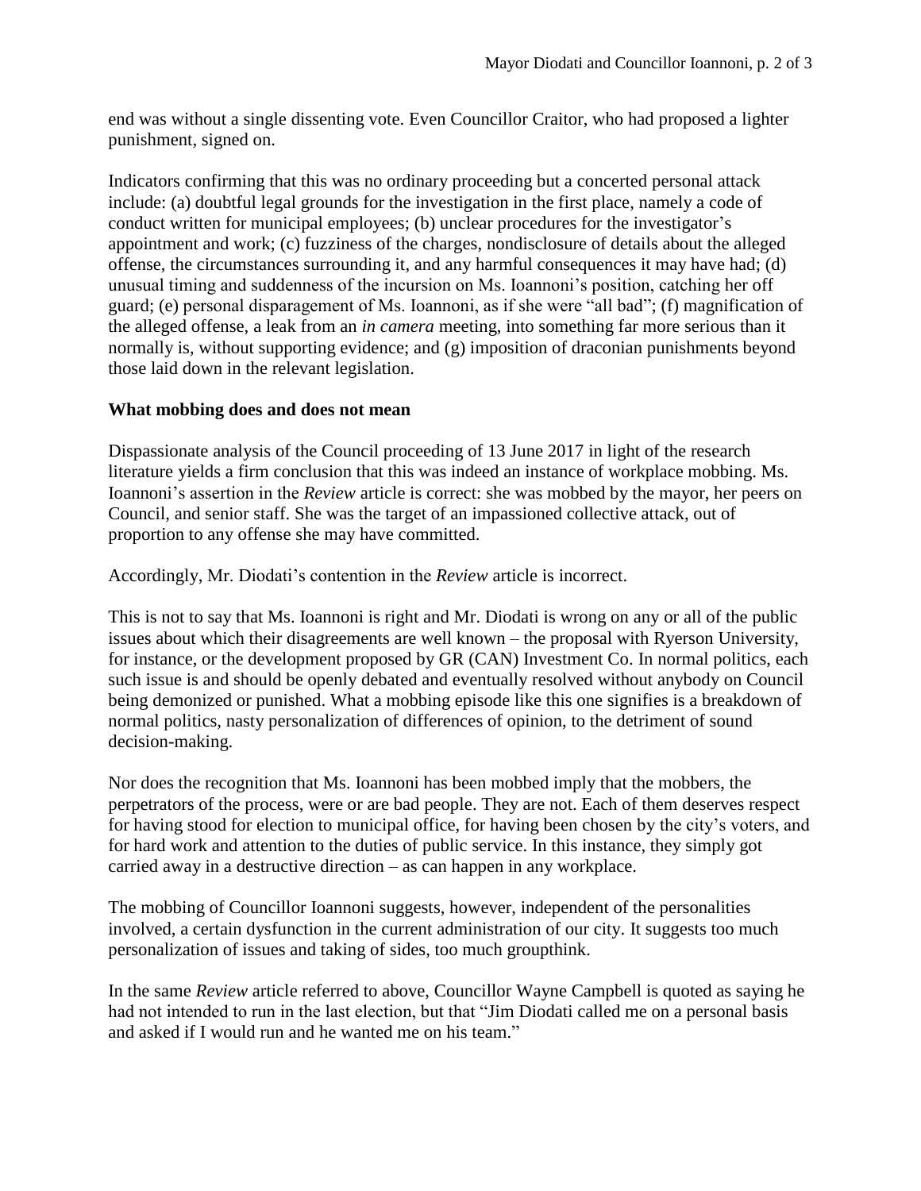end was without a single dissenting vote. Even Councillor Craitor, who had proposed a lighter punishment, signed on.

Indicators confirming that this was no ordinary proceeding but a concerted personal attack include: (a) doubtful legal grounds for the investigation in the first place, namely a code of conduct written for municipal employees; (b) unclear procedures for the investigator's appointment and work; (c) fuzziness of the charges, nondisclosure of details about the alleged offense, the circumstances surrounding it, and any harmful consequences it may have had; (d) unusual timing and suddenness of the incursion on Ms. Ioannoni's position, catching her off guard; (e) personal disparagement of Ms. Ioannoni, as if she were "all bad"; (f) magnification of the alleged offense, a leak from an *in camera* meeting, into something far more serious than it normally is, without supporting evidence; and (g) imposition of draconian punishments beyond those laid down in the relevant legislation.

**What mobbing does and does not mean**

Dispassionate analysis of the Council proceeding of 13 June 2017 in light of the research literature yields a firm conclusion that this was indeed an instance of workplace mobbing. Ms. Ioannoni's assertion in the *Review* article is correct: she was mobbed by the mayor, her peers on Council, and senior staff. She was the target of an impassioned collective attack, out of proportion to any offense she may have committed.

Accordingly, Mr. Diodati's contention in the *Review* article is incorrect.

This is not to say that Ms. Ioannoni is right and Mr. Diodati is wrong on any or all of the public issues about which their disagreements are well known – the proposal with Ryerson University, for instance, or the development proposed by GR (CAN) Investment Co. In normal politics, each such issue is and should be openly debated and eventually resolved without anybody on Council being demonized or punished. What a mobbing episode like this one signifies is a breakdown of normal politics, nasty personalization of differences of opinion, to the detriment of sound decision-making.

Nor does the recognition that Ms. Ioannoni has been mobbed imply that the mobbers, the perpetrators of the process, were or are bad people. They are not. Each of them deserves respect for having stood for election to municipal office, for having been chosen by the city's voters, and for hard work and attention to the duties of public service. In this instance, they simply got carried away in a destructive direction – as can happen in any workplace.

The mobbing of Councillor Ioannoni suggests, however, independent of the personalities involved, a certain dysfunction in the current administration of our city. It suggests too much personalization of issues and taking of sides, too much groupthink.

In the same *Review* article referred to above, Councillor Wayne Campbell is quoted as saying he had not intended to run in the last election, but that "Jim Diodati called me on a personal basis and asked if I would run and he wanted me on his team."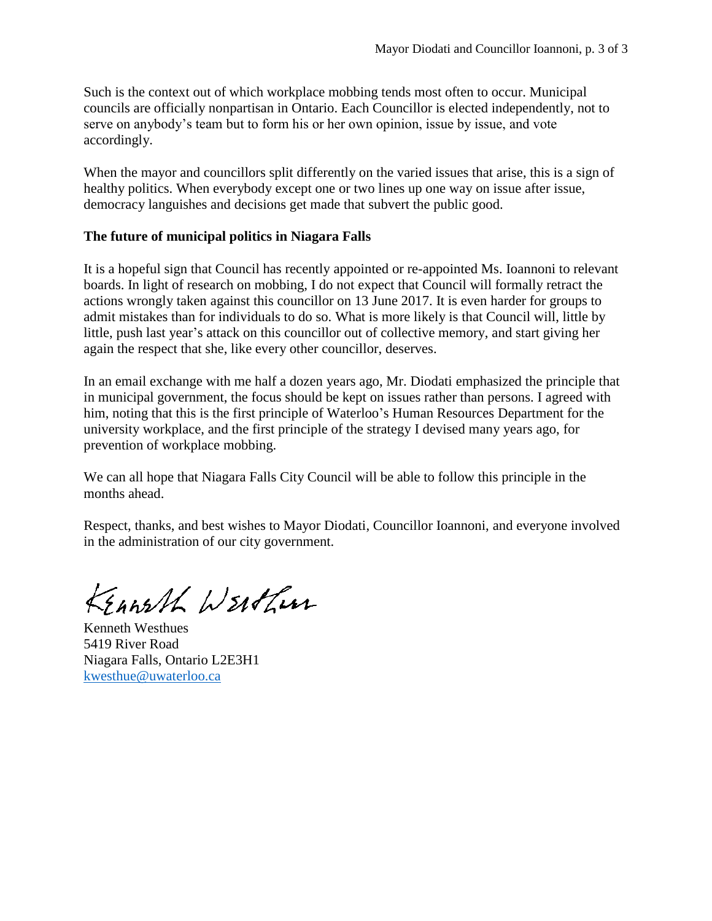Such is the context out of which workplace mobbing tends most often to occur. Municipal councils are officially nonpartisan in Ontario. Each Councillor is elected independently, not to serve on anybody's team but to form his or her own opinion, issue by issue, and vote accordingly.

When the mayor and councillors split differently on the varied issues that arise, this is a sign of healthy politics. When everybody except one or two lines up one way on issue after issue, democracy languishes and decisions get made that subvert the public good.

**The future of municipal politics in Niagara Falls**

It is a hopeful sign that Council has recently appointed or re-appointed Ms. Ioannoni to relevant boards. In light of research on mobbing, I do not expect that Council will formally retract the actions wrongly taken against this councillor on 13 June 2017. It is even harder for groups to admit mistakes than for individuals to do so. What is more likely is that Council will, little by little, push last year's attack on this councillor out of collective memory, and start giving her again the respect that she, like every other councillor, deserves.

In an email exchange with me half a dozen years ago, Mr. Diodati emphasized the principle that in municipal government, the focus should be kept on issues rather than persons. I agreed with him, noting that this is the first principle of Waterloo's Human Resources Department for the university workplace, and the first principle of the strategy I devised many years ago, for prevention of workplace mobbing.

We can all hope that Niagara Falls City Council will be able to follow this principle in the months ahead.

Respect, thanks, and best wishes to Mayor Diodati, Councillor Ioannoni, and everyone involved in the administration of our city government.

Kenneth Westhues

Kenneth Westhues
5419 River Road
Niagara Falls, Ontario L2E3H1
kwesthue@uwaterloo.ca